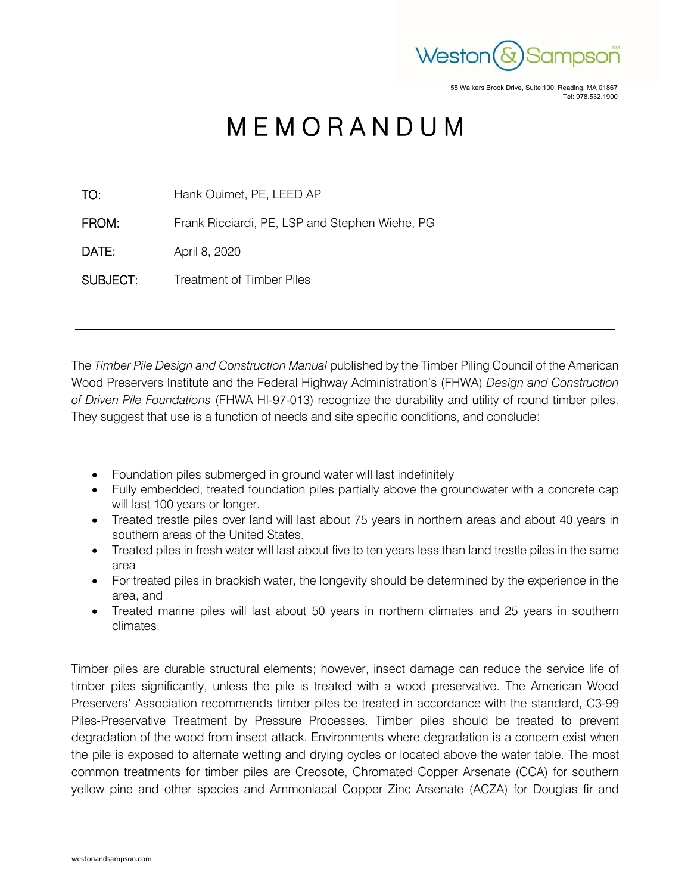Weston & Sampson

55 Walkers Brook Drive, Suite 100, Reading, MA 01867
Tel: 978.532.1900

# MEMORANDUM

| | |
|---|---|
| TO: | Hank Ouimet, PE, LEED AP |
| FROM: | Frank Ricciardi, PE, LSP and Stephen Wiehe, PG |
| DATE: | April 8, 2020 |
| SUBJECT: | Treatment of Timber Piles |

---

The *Timber Pile Design and Construction Manual* published by the Timber Piling Council of the American Wood Preservers Institute and the Federal Highway Administration's (FHWA) *Design and Construction of Driven Pile Foundations* (FHWA HI-97-013) recognize the durability and utility of round timber piles. They suggest that use is a function of needs and site specific conditions, and conclude:

- Foundation piles submerged in ground water will last indefinitely
- Fully embedded, treated foundation piles partially above the groundwater with a concrete cap will last 100 years or longer.
- Treated trestle piles over land will last about 75 years in northern areas and about 40 years in southern areas of the United States.
- Treated piles in fresh water will last about five to ten years less than land trestle piles in the same area
- For treated piles in brackish water, the longevity should be determined by the experience in the area, and
- Treated marine piles will last about 50 years in northern climates and 25 years in southern climates.

Timber piles are durable structural elements; however, insect damage can reduce the service life of timber piles significantly, unless the pile is treated with a wood preservative. The American Wood Preservers' Association recommends timber piles be treated in accordance with the standard, C3-99 Piles-Preservative Treatment by Pressure Processes. Timber piles should be treated to prevent degradation of the wood from insect attack. Environments where degradation is a concern exist when the pile is exposed to alternate wetting and drying cycles or located above the water table. The most common treatments for timber piles are Creosote, Chromated Copper Arsenate (CCA) for southern yellow pine and other species and Ammoniacal Copper Zinc Arsenate (ACZA) for Douglas fir and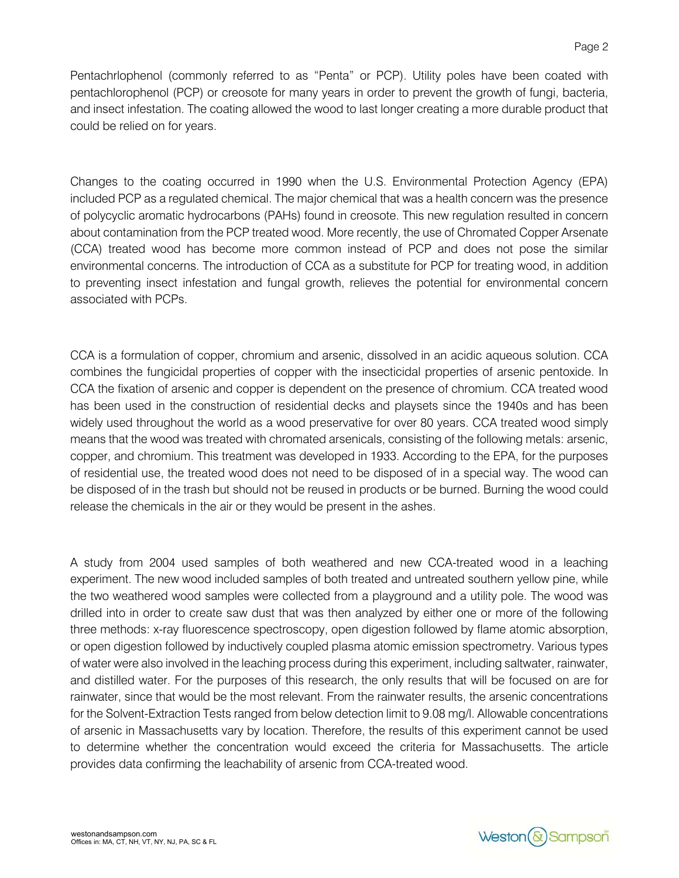Pentachrlophenol (commonly referred to as "Penta" or PCP). Utility poles have been coated with pentachlorophenol (PCP) or creosote for many years in order to prevent the growth of fungi, bacteria, and insect infestation. The coating allowed the wood to last longer creating a more durable product that could be relied on for years.

Changes to the coating occurred in 1990 when the U.S. Environmental Protection Agency (EPA) included PCP as a regulated chemical. The major chemical that was a health concern was the presence of polycyclic aromatic hydrocarbons (PAHs) found in creosote. This new regulation resulted in concern about contamination from the PCP treated wood. More recently, the use of Chromated Copper Arsenate (CCA) treated wood has become more common instead of PCP and does not pose the similar environmental concerns. The introduction of CCA as a substitute for PCP for treating wood, in addition to preventing insect infestation and fungal growth, relieves the potential for environmental concern associated with PCPs.

CCA is a formulation of copper, chromium and arsenic, dissolved in an acidic aqueous solution. CCA combines the fungicidal properties of copper with the insecticidal properties of arsenic pentoxide. In CCA the fixation of arsenic and copper is dependent on the presence of chromium. CCA treated wood has been used in the construction of residential decks and playsets since the 1940s and has been widely used throughout the world as a wood preservative for over 80 years. CCA treated wood simply means that the wood was treated with chromated arsenicals, consisting of the following metals: arsenic, copper, and chromium. This treatment was developed in 1933. According to the EPA, for the purposes of residential use, the treated wood does not need to be disposed of in a special way. The wood can be disposed of in the trash but should not be reused in products or be burned. Burning the wood could release the chemicals in the air or they would be present in the ashes.

A study from 2004 used samples of both weathered and new CCA-treated wood in a leaching experiment. The new wood included samples of both treated and untreated southern yellow pine, while the two weathered wood samples were collected from a playground and a utility pole. The wood was drilled into in order to create saw dust that was then analyzed by either one or more of the following three methods: x-ray fluorescence spectroscopy, open digestion followed by flame atomic absorption, or open digestion followed by inductively coupled plasma atomic emission spectrometry. Various types of water were also involved in the leaching process during this experiment, including saltwater, rainwater, and distilled water. For the purposes of this research, the only results that will be focused on are for rainwater, since that would be the most relevant. From the rainwater results, the arsenic concentrations for the Solvent-Extraction Tests ranged from below detection limit to 9.08 mg/l. Allowable concentrations of arsenic in Massachusetts vary by location. Therefore, the results of this experiment cannot be used to determine whether the concentration would exceed the criteria for Massachusetts. The article provides data confirming the leachability of arsenic from CCA-treated wood.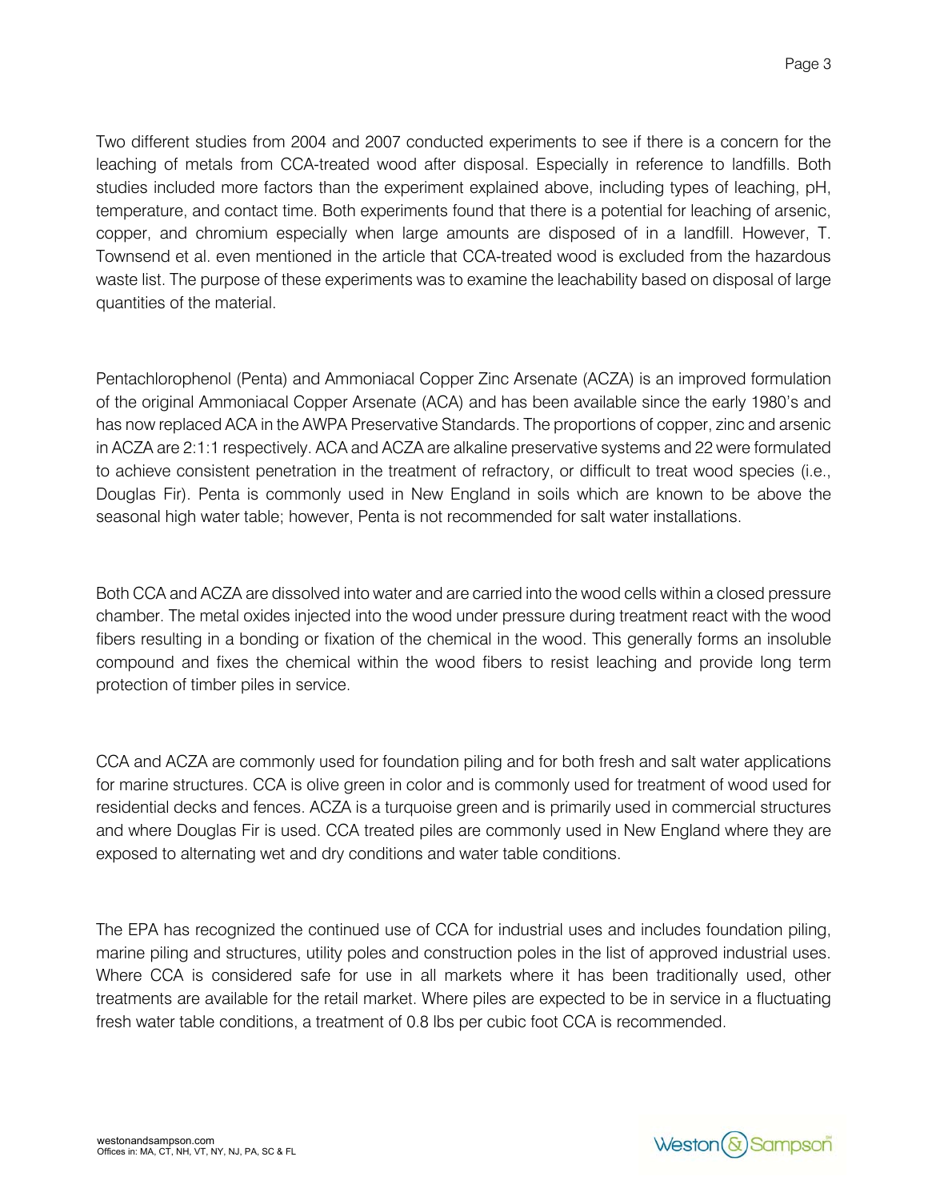Two different studies from 2004 and 2007 conducted experiments to see if there is a concern for the leaching of metals from CCA-treated wood after disposal. Especially in reference to landfills. Both studies included more factors than the experiment explained above, including types of leaching, pH, temperature, and contact time. Both experiments found that there is a potential for leaching of arsenic, copper, and chromium especially when large amounts are disposed of in a landfill. However, T. Townsend et al. even mentioned in the article that CCA-treated wood is excluded from the hazardous waste list. The purpose of these experiments was to examine the leachability based on disposal of large quantities of the material.

Pentachlorophenol (Penta) and Ammoniacal Copper Zinc Arsenate (ACZA) is an improved formulation of the original Ammoniacal Copper Arsenate (ACA) and has been available since the early 1980's and has now replaced ACA in the AWPA Preservative Standards. The proportions of copper, zinc and arsenic in ACZA are 2:1:1 respectively. ACA and ACZA are alkaline preservative systems and 22 were formulated to achieve consistent penetration in the treatment of refractory, or difficult to treat wood species (i.e., Douglas Fir). Penta is commonly used in New England in soils which are known to be above the seasonal high water table; however, Penta is not recommended for salt water installations.

Both CCA and ACZA are dissolved into water and are carried into the wood cells within a closed pressure chamber. The metal oxides injected into the wood under pressure during treatment react with the wood fibers resulting in a bonding or fixation of the chemical in the wood. This generally forms an insoluble compound and fixes the chemical within the wood fibers to resist leaching and provide long term protection of timber piles in service.

CCA and ACZA are commonly used for foundation piling and for both fresh and salt water applications for marine structures. CCA is olive green in color and is commonly used for treatment of wood used for residential decks and fences. ACZA is a turquoise green and is primarily used in commercial structures and where Douglas Fir is used. CCA treated piles are commonly used in New England where they are exposed to alternating wet and dry conditions and water table conditions.

The EPA has recognized the continued use of CCA for industrial uses and includes foundation piling, marine piling and structures, utility poles and construction poles in the list of approved industrial uses. Where CCA is considered safe for use in all markets where it has been traditionally used, other treatments are available for the retail market. Where piles are expected to be in service in a fluctuating fresh water table conditions, a treatment of 0.8 lbs per cubic foot CCA is recommended.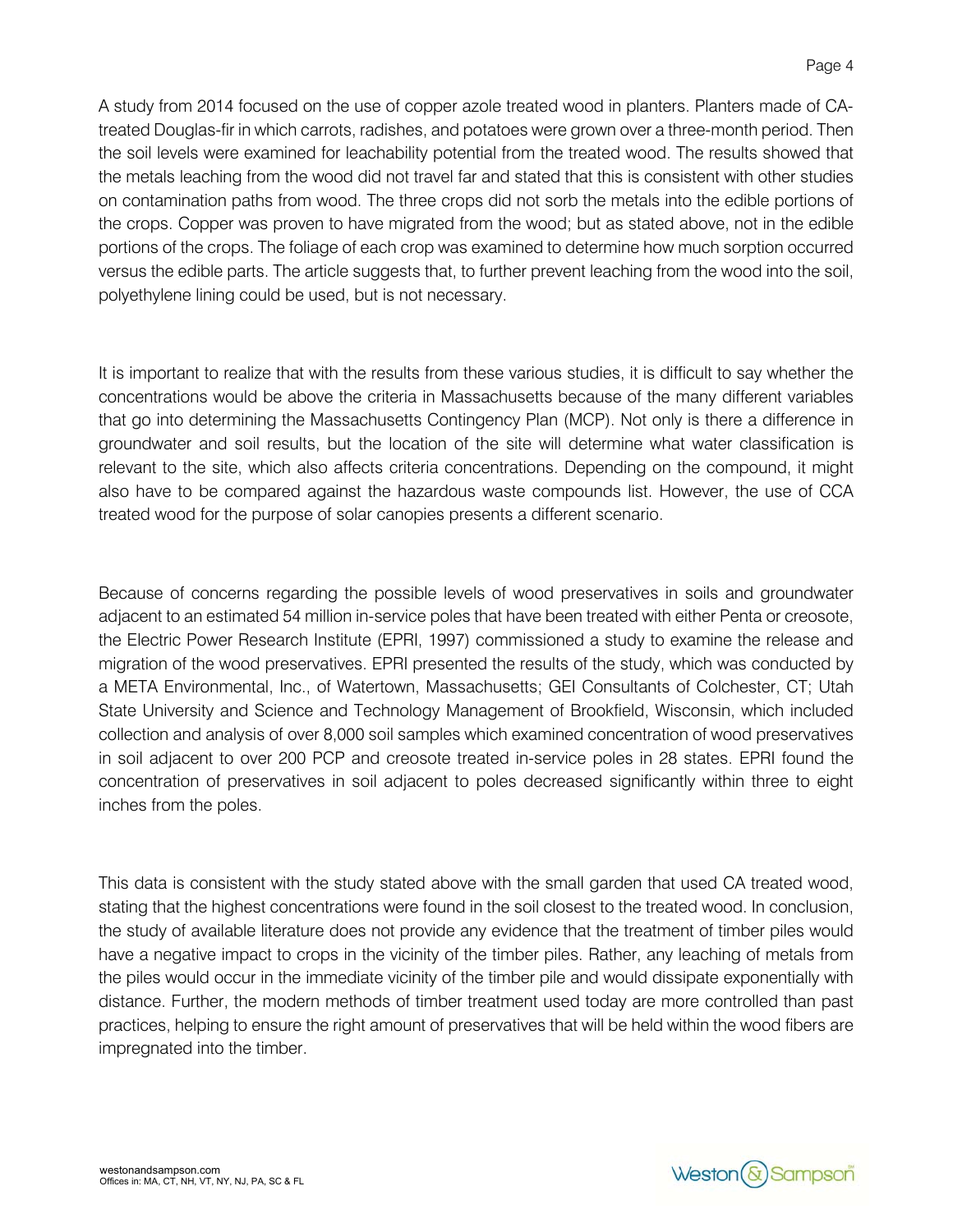A study from 2014 focused on the use of copper azole treated wood in planters. Planters made of CA-treated Douglas-fir in which carrots, radishes, and potatoes were grown over a three-month period. Then the soil levels were examined for leachability potential from the treated wood. The results showed that the metals leaching from the wood did not travel far and stated that this is consistent with other studies on contamination paths from wood. The three crops did not sorb the metals into the edible portions of the crops. Copper was proven to have migrated from the wood; but as stated above, not in the edible portions of the crops. The foliage of each crop was examined to determine how much sorption occurred versus the edible parts. The article suggests that, to further prevent leaching from the wood into the soil, polyethylene lining could be used, but is not necessary.

It is important to realize that with the results from these various studies, it is difficult to say whether the concentrations would be above the criteria in Massachusetts because of the many different variables that go into determining the Massachusetts Contingency Plan (MCP). Not only is there a difference in groundwater and soil results, but the location of the site will determine what water classification is relevant to the site, which also affects criteria concentrations. Depending on the compound, it might also have to be compared against the hazardous waste compounds list. However, the use of CCA treated wood for the purpose of solar canopies presents a different scenario.

Because of concerns regarding the possible levels of wood preservatives in soils and groundwater adjacent to an estimated 54 million in-service poles that have been treated with either Penta or creosote, the Electric Power Research Institute (EPRI, 1997) commissioned a study to examine the release and migration of the wood preservatives. EPRI presented the results of the study, which was conducted by a META Environmental, Inc., of Watertown, Massachusetts; GEI Consultants of Colchester, CT; Utah State University and Science and Technology Management of Brookfield, Wisconsin, which included collection and analysis of over 8,000 soil samples which examined concentration of wood preservatives in soil adjacent to over 200 PCP and creosote treated in-service poles in 28 states. EPRI found the concentration of preservatives in soil adjacent to poles decreased significantly within three to eight inches from the poles.

This data is consistent with the study stated above with the small garden that used CA treated wood, stating that the highest concentrations were found in the soil closest to the treated wood. In conclusion, the study of available literature does not provide any evidence that the treatment of timber piles would have a negative impact to crops in the vicinity of the timber piles. Rather, any leaching of metals from the piles would occur in the immediate vicinity of the timber pile and would dissipate exponentially with distance. Further, the modern methods of timber treatment used today are more controlled than past practices, helping to ensure the right amount of preservatives that will be held within the wood fibers are impregnated into the timber.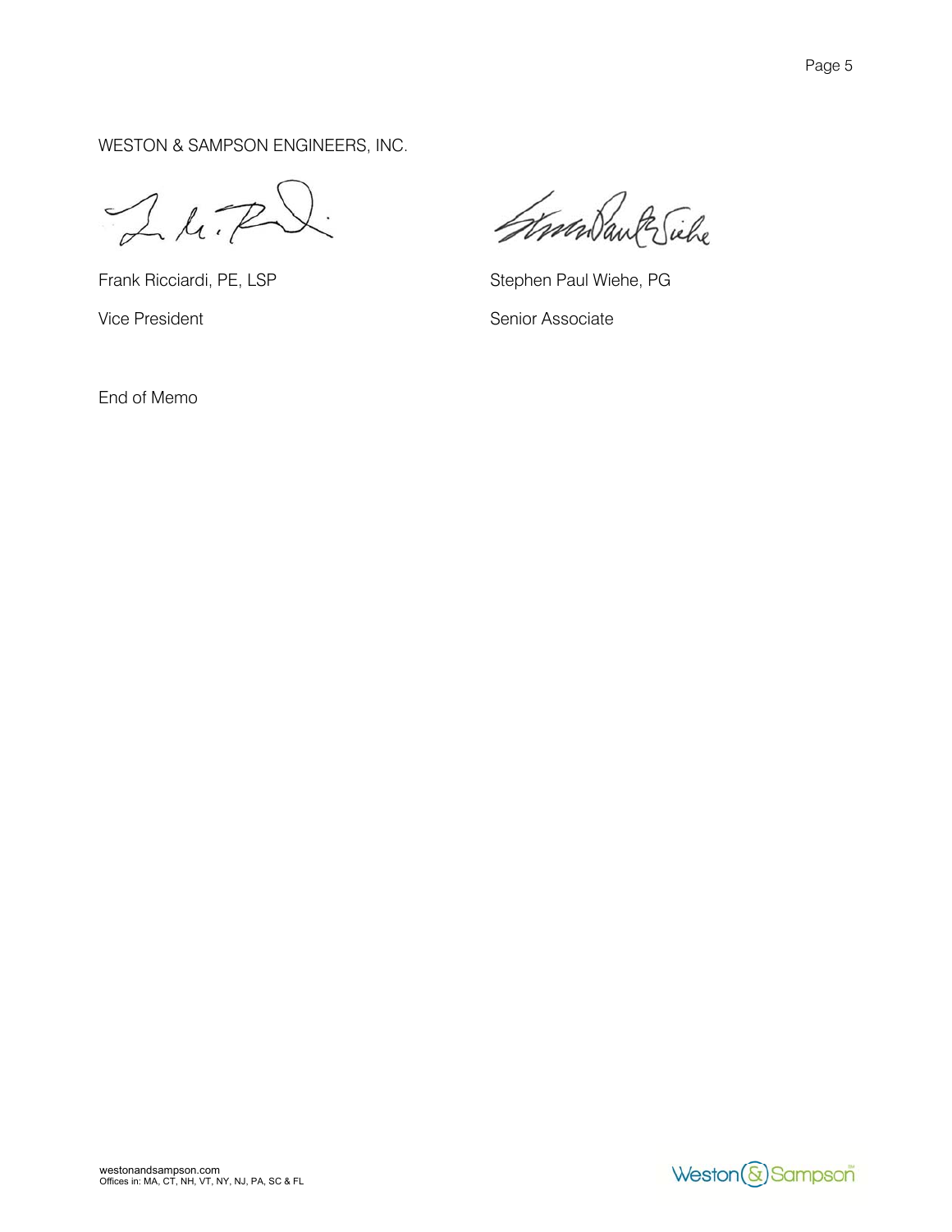WESTON & SAMPSON ENGINEERS, INC.

Frank Ricciardi, PE, LSP

Vice President

Stephen Paul Wiehe, PG

Senior Associate

End of Memo